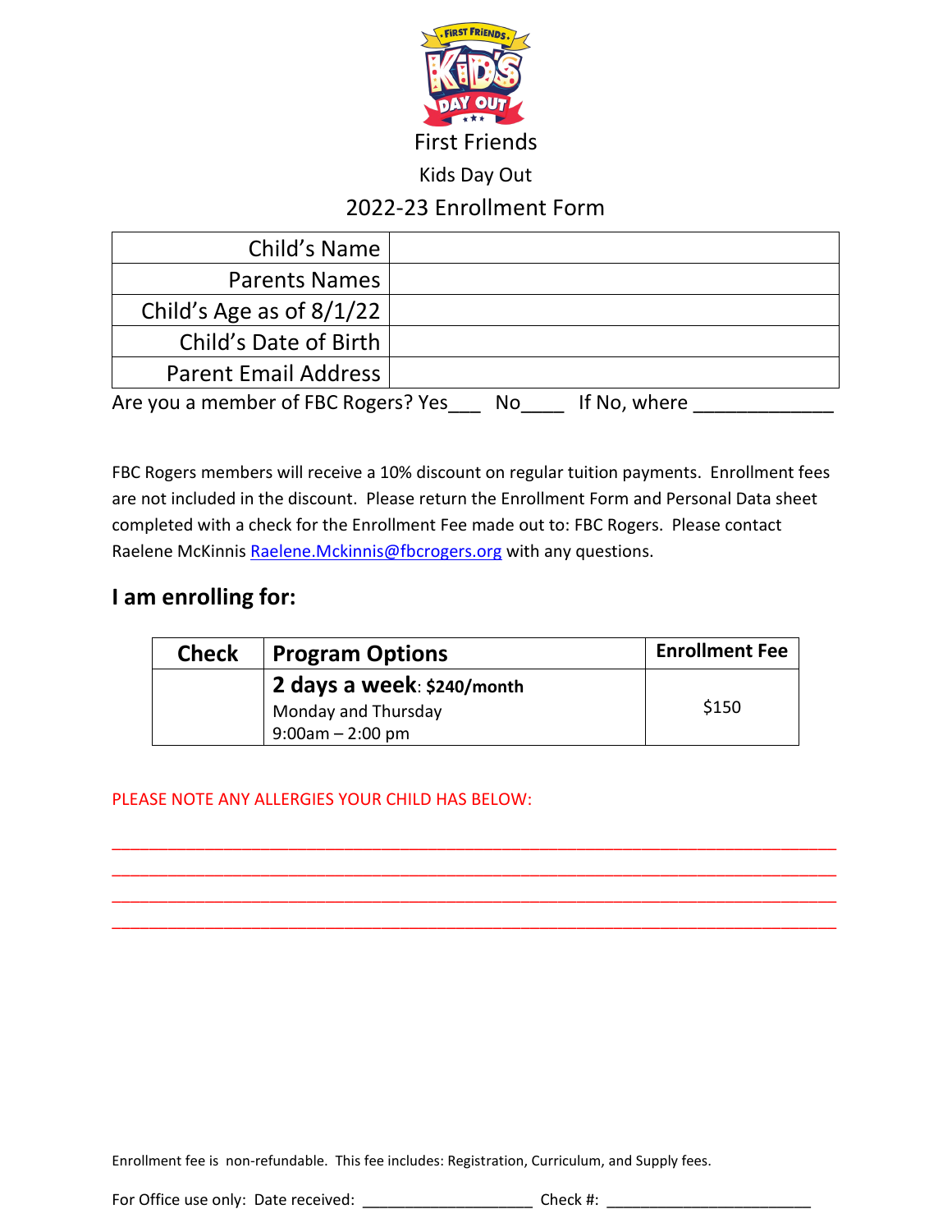# First Friends

## Kids Day Out

## 2022-23 Enrollment Form

| Child's Name | |
|---|---|
| Parents Names | |
| Child's Age as of 8/1/22 | |
| Child's Date of Birth | |
| Parent Email Address | |

Are you a member of FBC Rogers? Yes___ No____ If No, where _____________

FBC Rogers members will receive a 10% discount on regular tuition payments. Enrollment fees are not included in the discount. Please return the Enrollment Form and Personal Data sheet completed with a check for the Enrollment Fee made out to: FBC Rogers. Please contact Raelene McKinnis Raelene.Mckinnis@fbcrogers.org with any questions.

## I am enrolling for:

| Check | Program Options | Enrollment Fee |
|---|---|---|
| | **2 days a week: $240/month**<br>Monday and Thursday<br>9:00am – 2:00 pm | $150 |

PLEASE NOTE ANY ALLERGIES YOUR CHILD HAS BELOW:

_______________________________________________________________________________
_______________________________________________________________________________
_______________________________________________________________________________
_______________________________________________________________________________

Enrollment fee is non-refundable. This fee includes: Registration, Curriculum, and Supply fees.

For Office use only: Date received: ____________________ Check #: ________________________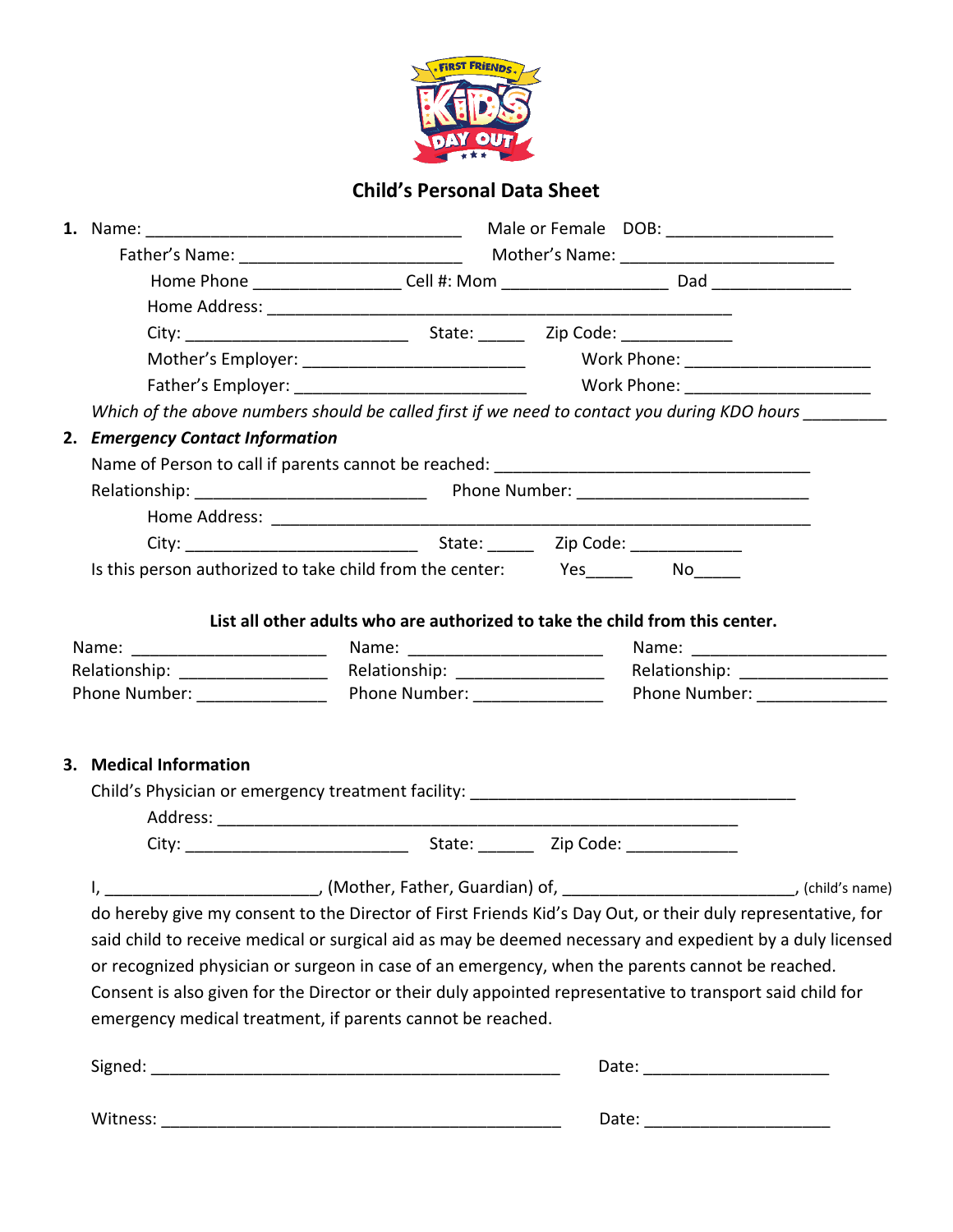# Child's Personal Data Sheet

1. Name: ___________________________________ Male or Female DOB: __________________

   Father's Name: ________________________ Mother's Name: ________________________

   Home Phone _______________ Cell #: Mom _________________ Dad _______________

   Home Address: ____________________________________________________

   City: ________________________ State: _____ Zip Code: ____________

   Mother's Employer: ________________________ Work Phone: ____________________

   Father's Employer: ________________________ Work Phone: ____________________

   *Which of the above numbers should be called first if we need to contact you during KDO hours* _________

2. ***Emergency Contact Information***

   Name of Person to call if parents cannot be reached: ___________________________________

   Relationship: _________________________ Phone Number: _________________________

   Home Address: ____________________________________________________________

   City: _________________________ State: _____ Zip Code: ____________

   Is this person authorized to take child from the center: Yes_____ No_____

**List all other adults who are authorized to take the child from this center.**

| | | |
|---|---|---|
| Name: _____________________ | Name: _____________________ | Name: _____________________ |
| Relationship: ________________ | Relationship: ________________ | Relationship: ________________ |
| Phone Number: ______________ | Phone Number: ______________ | Phone Number: ______________ |

3. **Medical Information**

   Child's Physician or emergency treatment facility: ____________________________________

   Address: __________________________________________________________

   City: ________________________ State: ______ Zip Code: ____________

I, _______________________, (Mother, Father, Guardian) of, _________________________, (child's name) do hereby give my consent to the Director of First Friends Kid's Day Out, or their duly representative, for said child to receive medical or surgical aid as may be deemed necessary and expedient by a duly licensed or recognized physician or surgeon in case of an emergency, when the parents cannot be reached. Consent is also given for the Director or their duly appointed representative to transport said child for emergency medical treatment, if parents cannot be reached.

Signed: ____________________________________________ Date: ____________________

Witness: ___________________________________________ Date: ____________________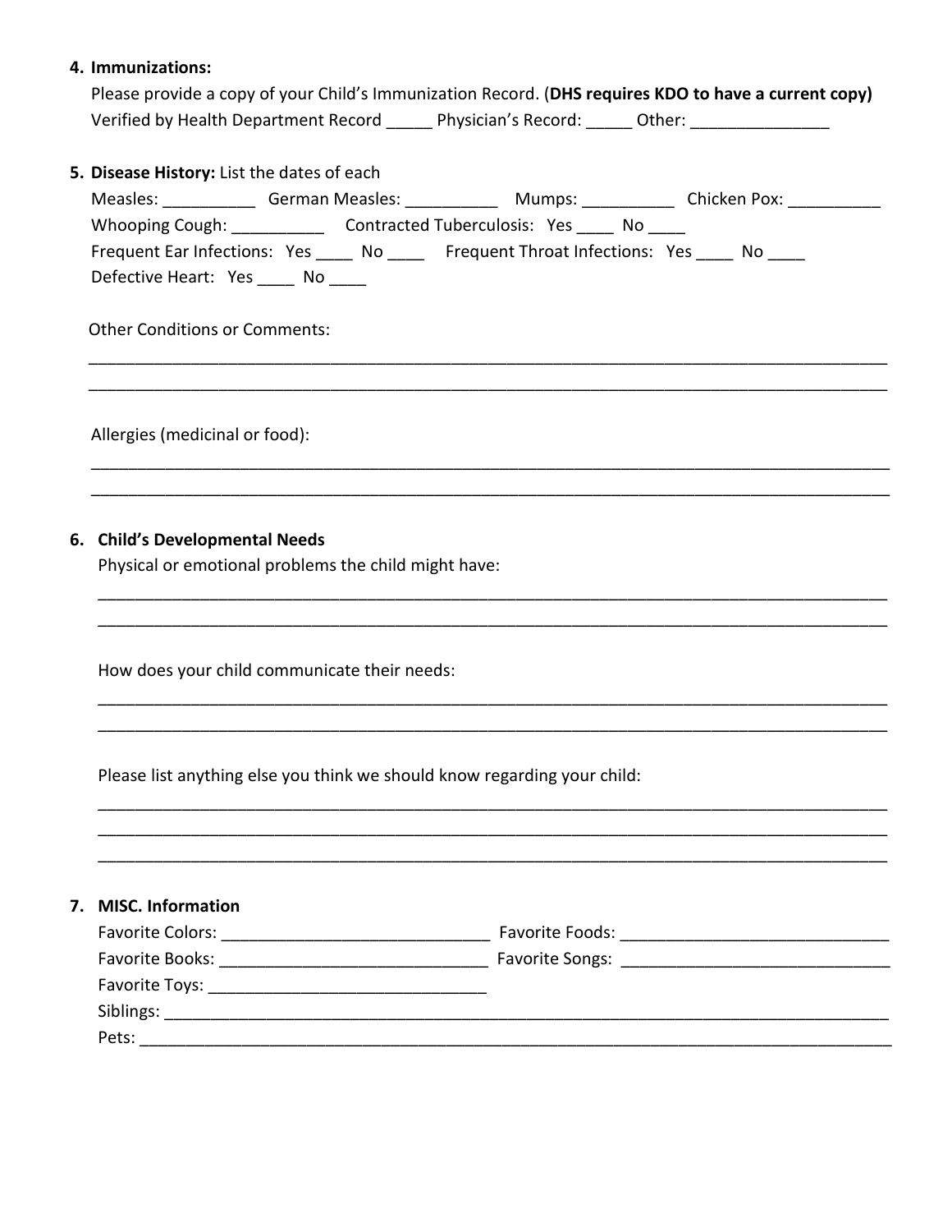4. **Immunizations:**

   Please provide a copy of your Child's Immunization Record. (**DHS requires KDO to have a current copy)**

   Verified by Health Department Record _____ Physician's Record: _____ Other: _______________

5. **Disease History:** List the dates of each

   Measles: __________ German Measles: __________ Mumps: __________ Chicken Pox: __________

   Whooping Cough: __________ Contracted Tuberculosis: Yes ____ No ____

   Frequent Ear Infections: Yes ____ No ____ Frequent Throat Infections: Yes ____ No ____

   Defective Heart: Yes ____ No ____

   Other Conditions or Comments:

   ________________________________________________________________________________________

   ________________________________________________________________________________________

   Allergies (medicinal or food):

   ________________________________________________________________________________________

   ________________________________________________________________________________________

6. **Child's Developmental Needs**

   Physical or emotional problems the child might have:

   ________________________________________________________________________________________

   ________________________________________________________________________________________

   How does your child communicate their needs:

   ________________________________________________________________________________________

   ________________________________________________________________________________________

   Please list anything else you think we should know regarding your child:

   ________________________________________________________________________________________

   ________________________________________________________________________________________

   ________________________________________________________________________________________

7. **MISC. Information**

   Favorite Colors: _____________________________ Favorite Foods: _____________________________

   Favorite Books: _____________________________ Favorite Songs: _____________________________

   Favorite Toys: ______________________________

   Siblings: _____________________________________________________________________________

   Pets: ________________________________________________________________________________